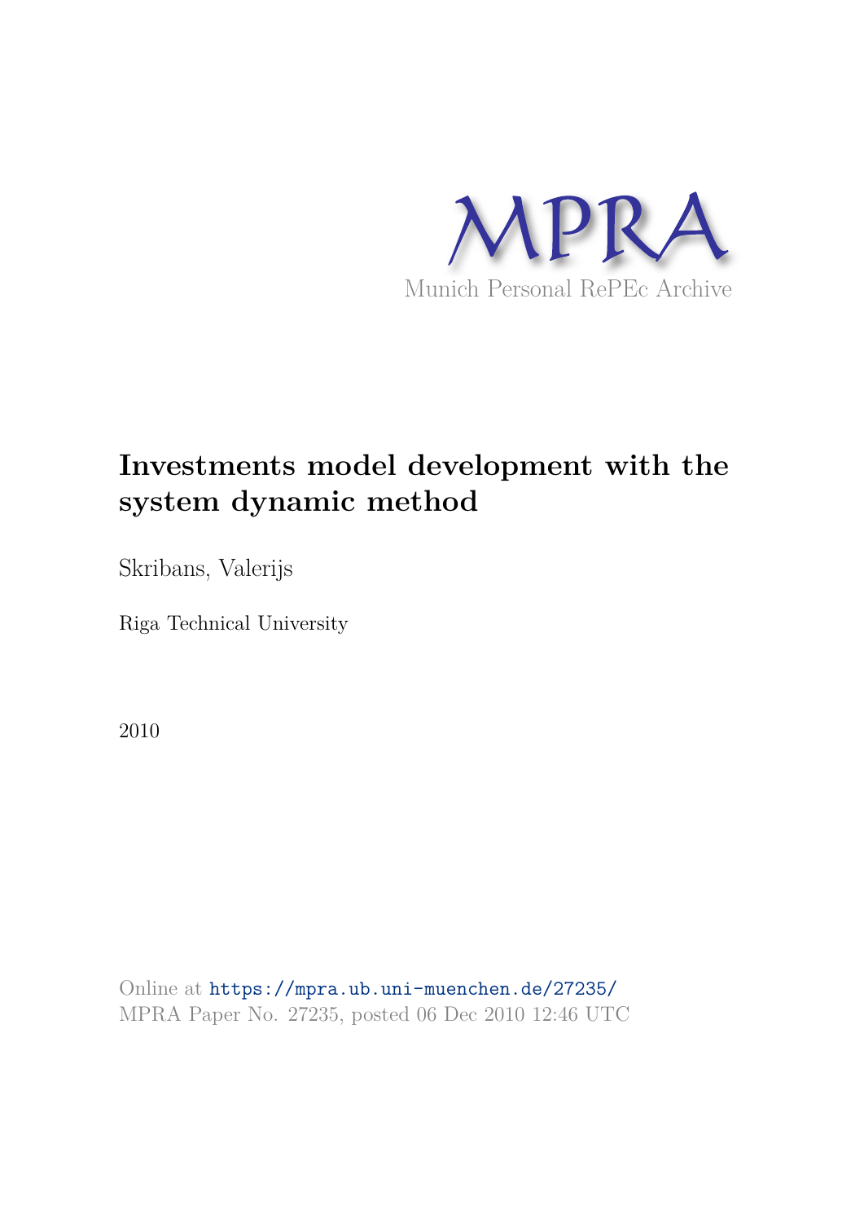MPRA

Munich Personal RePEc Archive

# Investments model development with the system dynamic method

Skribans, Valerijs

Riga Technical University

2010

Online at https://mpra.ub.uni-muenchen.de/27235/
MPRA Paper No. 27235, posted 06 Dec 2010 12:46 UTC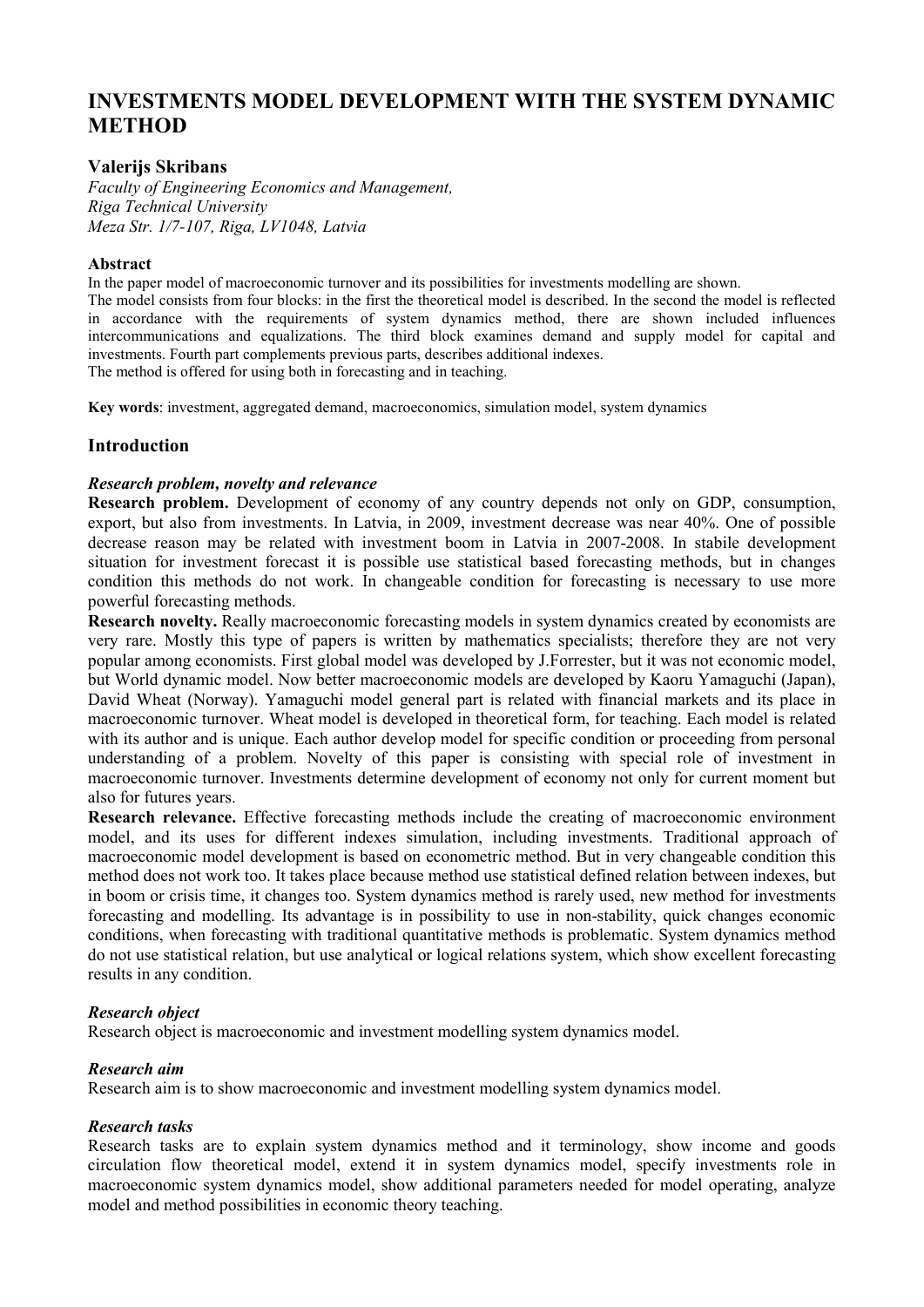# INVESTMENTS MODEL DEVELOPMENT WITH THE SYSTEM DYNAMIC METHOD

### Valerijs Skribans

*Faculty of Engineering Economics and Management,*
*Riga Technical University*
*Meza Str. 1/7-107, Riga, LV1048, Latvia*

#### Abstract

In the paper model of macroeconomic turnover and its possibilities for investments modelling are shown.
The model consists from four blocks: in the first the theoretical model is described. In the second the model is reflected in accordance with the requirements of system dynamics method, there are shown included influences intercommunications and equalizations. The third block examines demand and supply model for capital and investments. Fourth part complements previous parts, describes additional indexes.
The method is offered for using both in forecasting and in teaching.

**Key words**: investment, aggregated demand, macroeconomics, simulation model, system dynamics

## Introduction

#### *Research problem, novelty and relevance*

**Research problem.** Development of economy of any country depends not only on GDP, consumption, export, but also from investments. In Latvia, in 2009, investment decrease was near 40%. One of possible decrease reason may be related with investment boom in Latvia in 2007-2008. In stabile development situation for investment forecast it is possible use statistical based forecasting methods, but in changes condition this methods do not work. In changeable condition for forecasting is necessary to use more powerful forecasting methods.

**Research novelty.** Really macroeconomic forecasting models in system dynamics created by economists are very rare. Mostly this type of papers is written by mathematics specialists; therefore they are not very popular among economists. First global model was developed by J.Forrester, but it was not economic model, but World dynamic model. Now better macroeconomic models are developed by Kaoru Yamaguchi (Japan), David Wheat (Norway). Yamaguchi model general part is related with financial markets and its place in macroeconomic turnover. Wheat model is developed in theoretical form, for teaching. Each model is related with its author and is unique. Each author develop model for specific condition or proceeding from personal understanding of a problem. Novelty of this paper is consisting with special role of investment in macroeconomic turnover. Investments determine development of economy not only for current moment but also for futures years.

**Research relevance.** Effective forecasting methods include the creating of macroeconomic environment model, and its uses for different indexes simulation, including investments. Traditional approach of macroeconomic model development is based on econometric method. But in very changeable condition this method does not work too. It takes place because method use statistical defined relation between indexes, but in boom or crisis time, it changes too. System dynamics method is rarely used, new method for investments forecasting and modelling. Its advantage is in possibility to use in non-stability, quick changes economic conditions, when forecasting with traditional quantitative methods is problematic. System dynamics method do not use statistical relation, but use analytical or logical relations system, which show excellent forecasting results in any condition.

#### *Research object*

Research object is macroeconomic and investment modelling system dynamics model.

#### *Research aim*

Research aim is to show macroeconomic and investment modelling system dynamics model.

#### *Research tasks*

Research tasks are to explain system dynamics method and it terminology, show income and goods circulation flow theoretical model, extend it in system dynamics model, specify investments role in macroeconomic system dynamics model, show additional parameters needed for model operating, analyze model and method possibilities in economic theory teaching.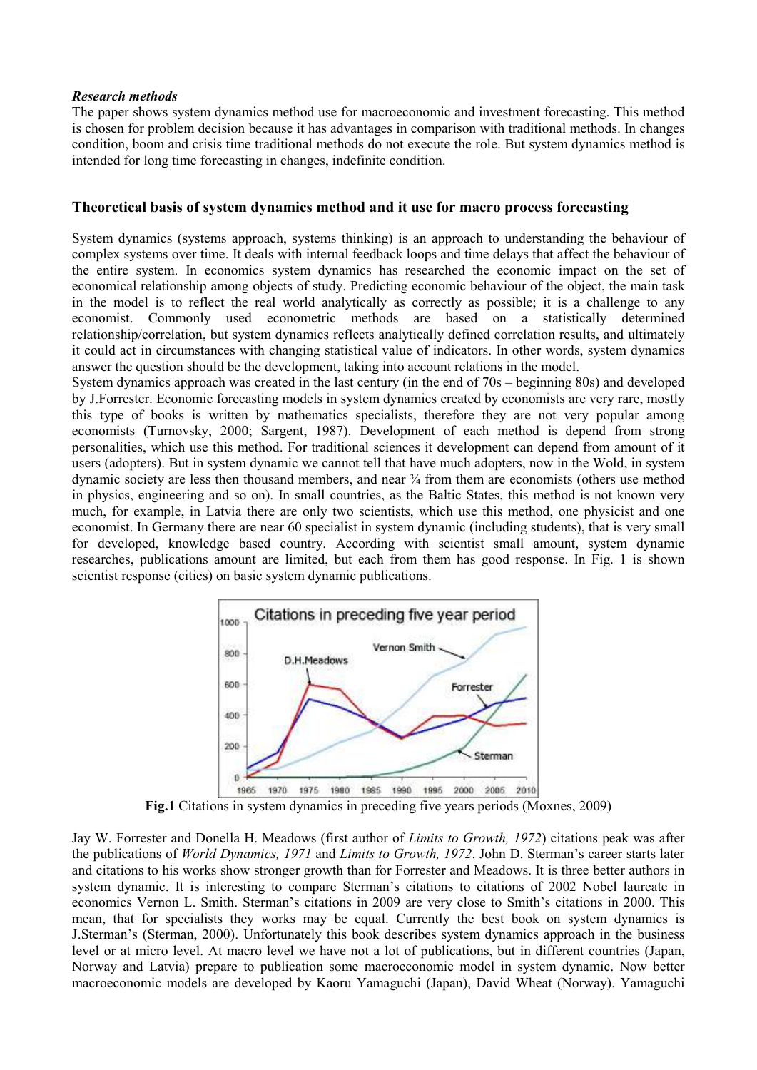***Research methods***

The paper shows system dynamics method use for macroeconomic and investment forecasting. This method is chosen for problem decision because it has advantages in comparison with traditional methods. In changes condition, boom and crisis time traditional methods do not execute the role. But system dynamics method is intended for long time forecasting in changes, indefinite condition.

## Theoretical basis of system dynamics method and it use for macro process forecasting

System dynamics (systems approach, systems thinking) is an approach to understanding the behaviour of complex systems over time. It deals with internal feedback loops and time delays that affect the behaviour of the entire system. In economics system dynamics has researched the economic impact on the set of economical relationship among objects of study. Predicting economic behaviour of the object, the main task in the model is to reflect the real world analytically as correctly as possible; it is a challenge to any economist. Commonly used econometric methods are based on a statistically determined relationship/correlation, but system dynamics reflects analytically defined correlation results, and ultimately it could act in circumstances with changing statistical value of indicators. In other words, system dynamics answer the question should be the development, taking into account relations in the model.

System dynamics approach was created in the last century (in the end of 70s – beginning 80s) and developed by J.Forrester. Economic forecasting models in system dynamics created by economists are very rare, mostly this type of books is written by mathematics specialists, therefore they are not very popular among economists (Turnovsky, 2000; Sargent, 1987). Development of each method is depend from strong personalities, which use this method. For traditional sciences it development can depend from amount of it users (adopters). But in system dynamic we cannot tell that have much adopters, now in the Wold, in system dynamic society are less then thousand members, and near ¾ from them are economists (others use method in physics, engineering and so on). In small countries, as the Baltic States, this method is not known very much, for example, in Latvia there are only two scientists, which use this method, one physicist and one economist. In Germany there are near 60 specialist in system dynamic (including students), that is very small for developed, knowledge based country. According with scientist small amount, system dynamic researches, publications amount are limited, but each from them has good response. In Fig. 1 is shown scientist response (cities) on basic system dynamic publications.

**Fig.1** Citations in system dynamics in preceding five years periods (Moxnes, 2009)

Jay W. Forrester and Donella H. Meadows (first author of *Limits to Growth, 1972*) citations peak was after the publications of *World Dynamics, 1971* and *Limits to Growth, 1972*. John D. Sterman's career starts later and citations to his works show stronger growth than for Forrester and Meadows. It is three better authors in system dynamic. It is interesting to compare Sterman's citations to citations of 2002 Nobel laureate in economics Vernon L. Smith. Sterman's citations in 2009 are very close to Smith's citations in 2000. This mean, that for specialists they works may be equal. Currently the best book on system dynamics is J.Sterman's (Sterman, 2000). Unfortunately this book describes system dynamics approach in the business level or at micro level. At macro level we have not a lot of publications, but in different countries (Japan, Norway and Latvia) prepare to publication some macroeconomic model in system dynamic. Now better macroeconomic models are developed by Kaoru Yamaguchi (Japan), David Wheat (Norway). Yamaguchi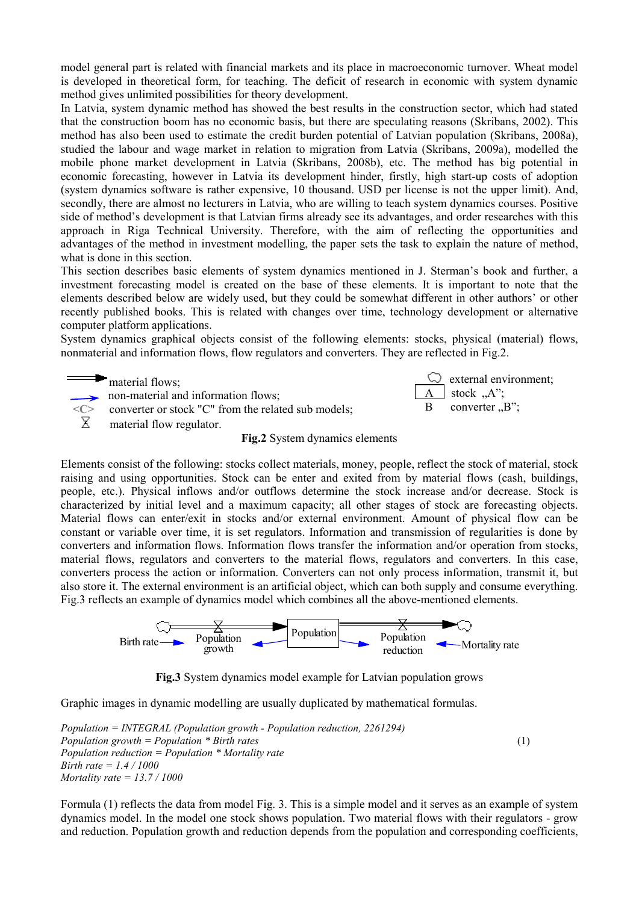model general part is related with financial markets and its place in macroeconomic turnover. Wheat model is developed in theoretical form, for teaching. The deficit of research in economic with system dynamic method gives unlimited possibilities for theory development.

In Latvia, system dynamic method has showed the best results in the construction sector, which had stated that the construction boom has no economic basis, but there are speculating reasons (Skribans, 2002). This method has also been used to estimate the credit burden potential of Latvian population (Skribans, 2008a), studied the labour and wage market in relation to migration from Latvia (Skribans, 2009a), modelled the mobile phone market development in Latvia (Skribans, 2008b), etc. The method has big potential in economic forecasting, however in Latvia its development hinder, firstly, high start-up costs of adoption (system dynamics software is rather expensive, 10 thousand. USD per license is not the upper limit). And, secondly, there are almost no lecturers in Latvia, who are willing to teach system dynamics courses. Positive side of method's development is that Latvian firms already see its advantages, and order researches with this approach in Riga Technical University. Therefore, with the aim of reflecting the opportunities and advantages of the method in investment modelling, the paper sets the task to explain the nature of method, what is done in this section.

This section describes basic elements of system dynamics mentioned in J. Sterman's book and further, a investment forecasting model is created on the base of these elements. It is important to note that the elements described below are widely used, but they could be somewhat different in other authors' or other recently published books. This is related with changes over time, technology development or alternative computer platform applications.

System dynamics graphical objects consist of the following elements: stocks, physical (material) flows, nonmaterial and information flows, flow regulators and converters. They are reflected in Fig.2.

material flows;
non-material and information flows;
<C> converter or stock "C" from the related sub models;
material flow regulator.
external environment;
A stock „A";
B converter „B";

**Fig.2** System dynamics elements

Elements consist of the following: stocks collect materials, money, people, reflect the stock of material, stock raising and using opportunities. Stock can be enter and exited from by material flows (cash, buildings, people, etc.). Physical inflows and/or outflows determine the stock increase and/or decrease. Stock is characterized by initial level and a maximum capacity; all other stages of stock are forecasting objects. Material flows can enter/exit in stocks and/or external environment. Amount of physical flow can be constant or variable over time, it is set regulators. Information and transmission of regularities is done by converters and information flows. Information flows transfer the information and/or operation from stocks, material flows, regulators and converters to the material flows, regulators and converters. In this case, converters process the action or information. Converters can not only process information, transmit it, but also store it. The external environment is an artificial object, which can both supply and consume everything. Fig.3 reflects an example of dynamics model which combines all the above-mentioned elements.

Birth rate → Population growth → Population → Population reduction ← Mortality rate

**Fig.3** System dynamics model example for Latvian population grows

Graphic images in dynamic modelling are usually duplicated by mathematical formulas.

*Population = INTEGRAL (Population growth - Population reduction, 2261294)*
*Population growth = Population \* Birth rates* (1)
*Population reduction = Population \* Mortality rate*
*Birth rate = 1.4 / 1000*
*Mortality rate = 13.7 / 1000*

Formula (1) reflects the data from model Fig. 3. This is a simple model and it serves as an example of system dynamics model. In the model one stock shows population. Two material flows with their regulators - grow and reduction. Population growth and reduction depends from the population and corresponding coefficients,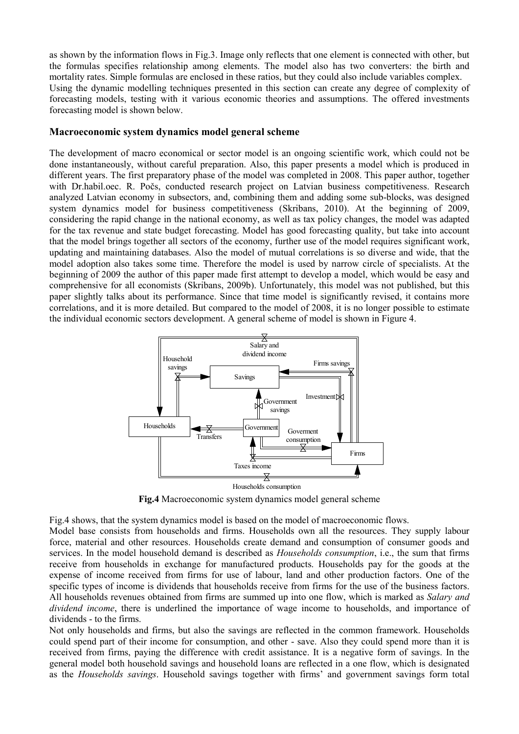as shown by the information flows in Fig.3. Image only reflects that one element is connected with other, but the formulas specifies relationship among elements. The model also has two converters: the birth and mortality rates. Simple formulas are enclosed in these ratios, but they could also include variables complex.

Using the dynamic modelling techniques presented in this section can create any degree of complexity of forecasting models, testing with it various economic theories and assumptions. The offered investments forecasting model is shown below.

### Macroeconomic system dynamics model general scheme

The development of macro economical or sector model is an ongoing scientific work, which could not be done instantaneously, without careful preparation. Also, this paper presents a model which is produced in different years. The first preparatory phase of the model was completed in 2008. This paper author, together with Dr.habil.oec. R. Počs, conducted research project on Latvian business competitiveness. Research analyzed Latvian economy in subsectors, and, combining them and adding some sub-blocks, was designed system dynamics model for business competitiveness (Skribans, 2010). At the beginning of 2009, considering the rapid change in the national economy, as well as tax policy changes, the model was adapted for the tax revenue and state budget forecasting. Model has good forecasting quality, but take into account that the model brings together all sectors of the economy, further use of the model requires significant work, updating and maintaining databases. Also the model of mutual correlations is so diverse and wide, that the model adoption also takes some time. Therefore the model is used by narrow circle of specialists. At the beginning of 2009 the author of this paper made first attempt to develop a model, which would be easy and comprehensive for all economists (Skribans, 2009b). Unfortunately, this model was not published, but this paper slightly talks about its performance. Since that time model is significantly revised, it contains more correlations, and it is more detailed. But compared to the model of 2008, it is no longer possible to estimate the individual economic sectors development. A general scheme of model is shown in Figure 4.

**Fig.4** Macroeconomic system dynamics model general scheme

Fig.4 shows, that the system dynamics model is based on the model of macroeconomic flows.

Model base consists from households and firms. Households own all the resources. They supply labour force, material and other resources. Households create demand and consumption of consumer goods and services. In the model household demand is described as *Households consumption*, i.e., the sum that firms receive from households in exchange for manufactured products. Households pay for the goods at the expense of income received from firms for use of labour, land and other production factors. One of the specific types of income is dividends that households receive from firms for the use of the business factors. All households revenues obtained from firms are summed up into one flow, which is marked as *Salary and dividend income*, there is underlined the importance of wage income to households, and importance of dividends - to the firms.

Not only households and firms, but also the savings are reflected in the common framework. Households could spend part of their income for consumption, and other - save. Also they could spend more than it is received from firms, paying the difference with credit assistance. It is a negative form of savings. In the general model both household savings and household loans are reflected in a one flow, which is designated as the *Households savings*. Household savings together with firms' and government savings form total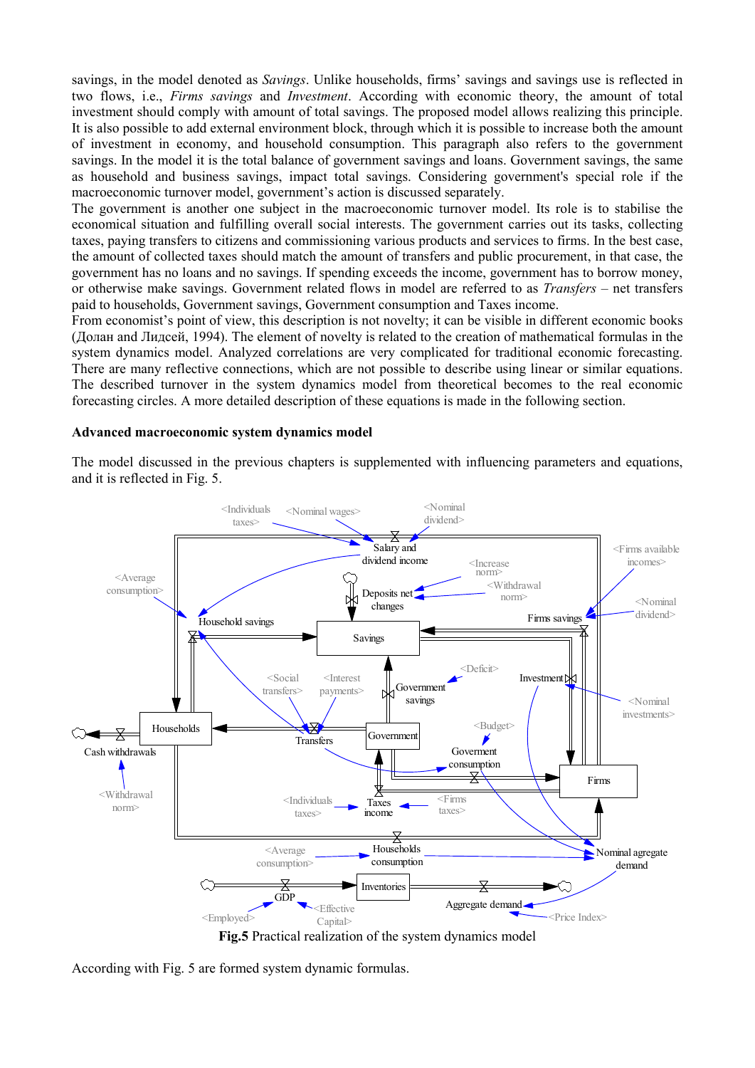savings, in the model denoted as *Savings*. Unlike households, firms' savings and savings use is reflected in two flows, i.e., *Firms savings* and *Investment*. According with economic theory, the amount of total investment should comply with amount of total savings. The proposed model allows realizing this principle. It is also possible to add external environment block, through which it is possible to increase both the amount of investment in economy, and household consumption. This paragraph also refers to the government savings. In the model it is the total balance of government savings and loans. Government savings, the same as household and business savings, impact total savings. Considering government's special role if the macroeconomic turnover model, government's action is discussed separately.

The government is another one subject in the macroeconomic turnover model. Its role is to stabilise the economical situation and fulfilling overall social interests. The government carries out its tasks, collecting taxes, paying transfers to citizens and commissioning various products and services to firms. In the best case, the amount of collected taxes should match the amount of transfers and public procurement, in that case, the government has no loans and no savings. If spending exceeds the income, government has to borrow money, or otherwise make savings. Government related flows in model are referred to as *Transfers* – net transfers paid to households, Government savings, Government consumption and Taxes income.

From economist's point of view, this description is not novelty; it can be visible in different economic books (Долан and Лидсей, 1994). The element of novelty is related to the creation of mathematical formulas in the system dynamics model. Analyzed correlations are very complicated for traditional economic forecasting. There are many reflective connections, which are not possible to describe using linear or similar equations. The described turnover in the system dynamics model from theoretical becomes to the real economic forecasting circles. A more detailed description of these equations is made in the following section.

**Advanced macroeconomic system dynamics model**

The model discussed in the previous chapters is supplemented with influencing parameters and equations, and it is reflected in Fig. 5.

**Fig.5** Practical realization of the system dynamics model

According with Fig. 5 are formed system dynamic formulas.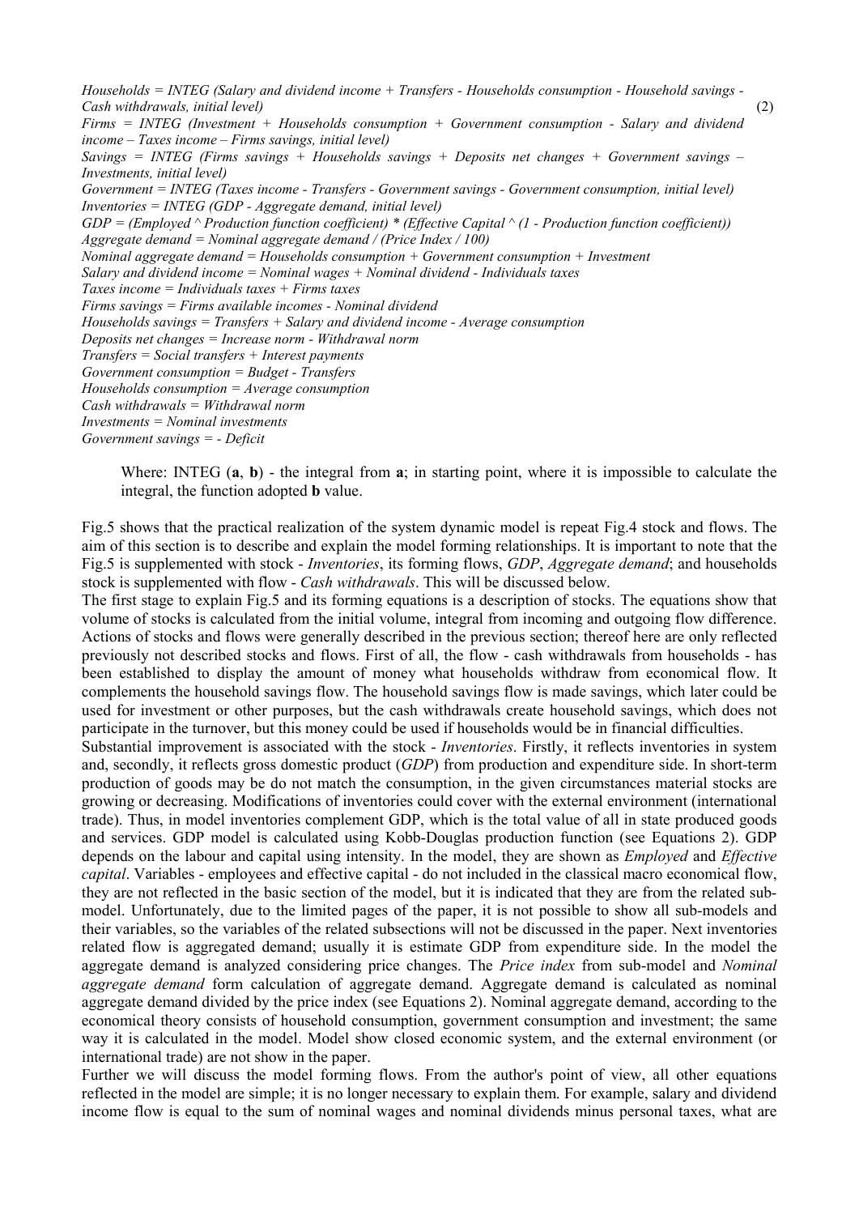*Households = INTEG (Salary and dividend income + Transfers - Households consumption - Household savings - Cash withdrawals, initial level)* (2)
*Firms = INTEG (Investment + Households consumption + Government consumption - Salary and dividend income – Taxes income – Firms savings, initial level)*
*Savings = INTEG (Firms savings + Households savings + Deposits net changes + Government savings – Investments, initial level)*
*Government = INTEG (Taxes income - Transfers - Government savings - Government consumption, initial level)*
*Inventories = INTEG (GDP - Aggregate demand, initial level)*
*GDP = (Employed ^ Production function coefficient) * (Effective Capital ^ (1 - Production function coefficient))*
*Aggregate demand = Nominal aggregate demand / (Price Index / 100)*
*Nominal aggregate demand = Households consumption + Government consumption + Investment*
*Salary and dividend income = Nominal wages + Nominal dividend - Individuals taxes*
*Taxes income = Individuals taxes + Firms taxes*
*Firms savings = Firms available incomes - Nominal dividend*
*Households savings = Transfers + Salary and dividend income - Average consumption*
*Deposits net changes = Increase norm - Withdrawal norm*
*Transfers = Social transfers + Interest payments*
*Government consumption = Budget - Transfers*
*Households consumption = Average consumption*
*Cash withdrawals = Withdrawal norm*
*Investments = Nominal investments*
*Government savings = - Deficit*

> Where: INTEG (**a**, **b**) - the integral from **a**; in starting point, where it is impossible to calculate the integral, the function adopted **b** value.

Fig.5 shows that the practical realization of the system dynamic model is repeat Fig.4 stock and flows. The aim of this section is to describe and explain the model forming relationships. It is important to note that the Fig.5 is supplemented with stock - *Inventories*, its forming flows, *GDP*, *Aggregate demand*; and households stock is supplemented with flow - *Cash withdrawals*. This will be discussed below.

The first stage to explain Fig.5 and its forming equations is a description of stocks. The equations show that volume of stocks is calculated from the initial volume, integral from incoming and outgoing flow difference. Actions of stocks and flows were generally described in the previous section; thereof here are only reflected previously not described stocks and flows. First of all, the flow - cash withdrawals from households - has been established to display the amount of money what households withdraw from economical flow. It complements the household savings flow. The household savings flow is made savings, which later could be used for investment or other purposes, but the cash withdrawals create household savings, which does not participate in the turnover, but this money could be used if households would be in financial difficulties.

Substantial improvement is associated with the stock - *Inventories*. Firstly, it reflects inventories in system and, secondly, it reflects gross domestic product (*GDP*) from production and expenditure side. In short-term production of goods may be do not match the consumption, in the given circumstances material stocks are growing or decreasing. Modifications of inventories could cover with the external environment (international trade). Thus, in model inventories complement GDP, which is the total value of all in state produced goods and services. GDP model is calculated using Kobb-Douglas production function (see Equations 2). GDP depends on the labour and capital using intensity. In the model, they are shown as *Employed* and *Effective capital*. Variables - employees and effective capital - do not included in the classical macro economical flow, they are not reflected in the basic section of the model, but it is indicated that they are from the related sub-model. Unfortunately, due to the limited pages of the paper, it is not possible to show all sub-models and their variables, so the variables of the related subsections will not be discussed in the paper. Next inventories related flow is aggregated demand; usually it is estimate GDP from expenditure side. In the model the aggregate demand is analyzed considering price changes. The *Price index* from sub-model and *Nominal aggregate demand* form calculation of aggregate demand. Aggregate demand is calculated as nominal aggregate demand divided by the price index (see Equations 2). Nominal aggregate demand, according to the economical theory consists of household consumption, government consumption and investment; the same way it is calculated in the model. Model show closed economic system, and the external environment (or international trade) are not show in the paper.

Further we will discuss the model forming flows. From the author's point of view, all other equations reflected in the model are simple; it is no longer necessary to explain them. For example, salary and dividend income flow is equal to the sum of nominal wages and nominal dividends minus personal taxes, what are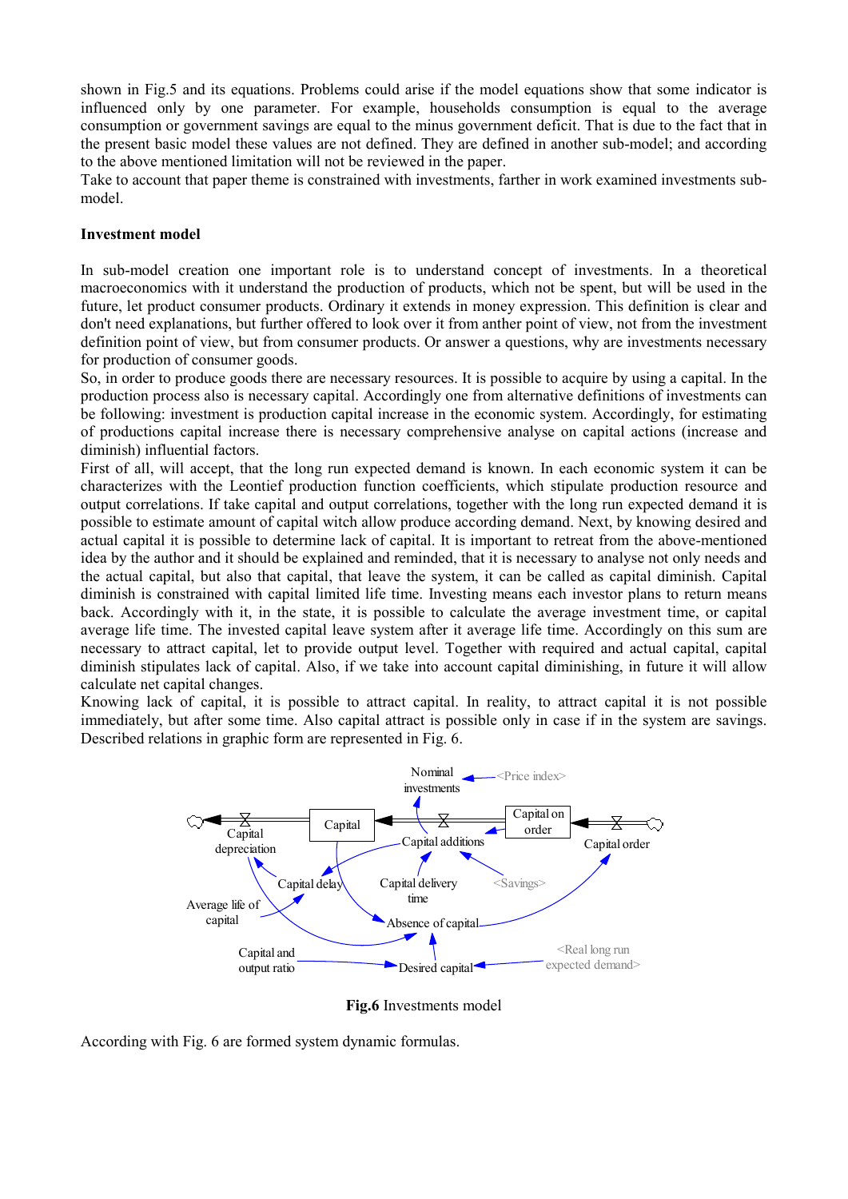shown in Fig.5 and its equations. Problems could arise if the model equations show that some indicator is influenced only by one parameter. For example, households consumption is equal to the average consumption or government savings are equal to the minus government deficit. That is due to the fact that in the present basic model these values are not defined. They are defined in another sub-model; and according to the above mentioned limitation will not be reviewed in the paper.

Take to account that paper theme is constrained with investments, farther in work examined investments sub-model.

**Investment model**

In sub-model creation one important role is to understand concept of investments. In a theoretical macroeconomics with it understand the production of products, which not be spent, but will be used in the future, let product consumer products. Ordinary it extends in money expression. This definition is clear and don't need explanations, but further offered to look over it from anther point of view, not from the investment definition point of view, but from consumer products. Or answer a questions, why are investments necessary for production of consumer goods.

So, in order to produce goods there are necessary resources. It is possible to acquire by using a capital. In the production process also is necessary capital. Accordingly one from alternative definitions of investments can be following: investment is production capital increase in the economic system. Accordingly, for estimating of productions capital increase there is necessary comprehensive analyse on capital actions (increase and diminish) influential factors.

First of all, will accept, that the long run expected demand is known. In each economic system it can be characterizes with the Leontief production function coefficients, which stipulate production resource and output correlations. If take capital and output correlations, together with the long run expected demand it is possible to estimate amount of capital witch allow produce according demand. Next, by knowing desired and actual capital it is possible to determine lack of capital. It is important to retreat from the above-mentioned idea by the author and it should be explained and reminded, that it is necessary to analyse not only needs and the actual capital, but also that capital, that leave the system, it can be called as capital diminish. Capital diminish is constrained with capital limited life time. Investing means each investor plans to return means back. Accordingly with it, in the state, it is possible to calculate the average investment time, or capital average life time. The invested capital leave system after it average life time. Accordingly on this sum are necessary to attract capital, let to provide output level. Together with required and actual capital, capital diminish stipulates lack of capital. Also, if we take into account capital diminishing, in future it will allow calculate net capital changes.

Knowing lack of capital, it is possible to attract capital. In reality, to attract capital it is not possible immediately, but after some time. Also capital attract is possible only in case if in the system are savings. Described relations in graphic form are represented in Fig. 6.

**Fig.6** Investments model

According with Fig. 6 are formed system dynamic formulas.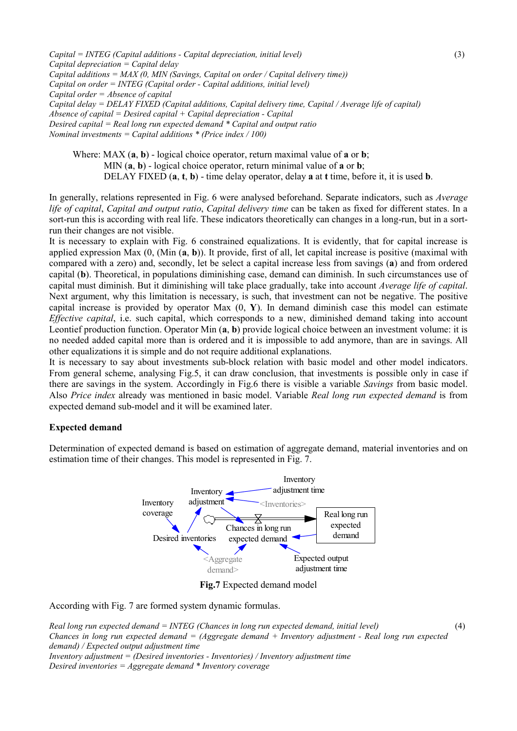*Capital = INTEG (Capital additions - Capital depreciation, initial level)* (3)
*Capital depreciation = Capital delay*
*Capital additions = MAX (0, MIN (Savings, Capital on order / Capital delivery time))*
*Capital on order = INTEG (Capital order - Capital additions, initial level)*
*Capital order = Absence of capital*
*Capital delay = DELAY FIXED (Capital additions, Capital delivery time, Capital / Average life of capital)*
*Absence of capital = Desired capital + Capital depreciation - Capital*
*Desired capital = Real long run expected demand * Capital and output ratio*
*Nominal investments = Capital additions * (Price index / 100)*

Where: MAX (**a**, **b**) - logical choice operator, return maximal value of **a** or **b**;
MIN (**a**, **b**) - logical choice operator, return minimal value of **a** or **b**;
DELAY FIXED (**a**, **t**, **b**) - time delay operator, delay **a** at **t** time, before it, it is used **b**.

In generally, relations represented in Fig. 6 were analysed beforehand. Separate indicators, such as *Average life of capital*, *Capital and output ratio*, *Capital delivery time* can be taken as fixed for different states. In a sort-run this is according with real life. These indicators theoretically can changes in a long-run, but in a sort-run their changes are not visible.
It is necessary to explain with Fig. 6 constrained equalizations. It is evidently, that for capital increase is applied expression Max (0, (Min (**a**, **b**)). It provide, first of all, let capital increase is positive (maximal with compared with a zero) and, secondly, let be select a capital increase less from savings (**a**) and from ordered capital (**b**). Theoretical, in populations diminishing case, demand can diminish. In such circumstances use of capital must diminish. But it diminishing will take place gradually, take into account *Average life of capital*. Next argument, why this limitation is necessary, is such, that investment can not be negative. The positive capital increase is provided by operator Max (0, **Y**). In demand diminish case this model can estimate *Effective capital*, i.e. such capital, which corresponds to a new, diminished demand taking into account Leontief production function. Operator Min (**a**, **b**) provide logical choice between an investment volume: it is no needed added capital more than is ordered and it is impossible to add anymore, than are in savings. All other equalizations it is simple and do not require additional explanations.
It is necessary to say about investments sub-block relation with basic model and other model indicators. From general scheme, analysing Fig.5, it can draw conclusion, that investments is possible only in case if there are savings in the system. Accordingly in Fig.6 there is visible a variable *Savings* from basic model. Also *Price index* already was mentioned in basic model. Variable *Real long run expected demand* is from expected demand sub-model and it will be examined later.

**Expected demand**

Determination of expected demand is based on estimation of aggregate demand, material inventories and on estimation time of their changes. This model is represented in Fig. 7.

**Fig.7** Expected demand model

According with Fig. 7 are formed system dynamic formulas.

*Real long run expected demand = INTEG (Chances in long run expected demand, initial level)* (4)
*Chances in long run expected demand = (Aggregate demand + Inventory adjustment - Real long run expected demand) / Expected output adjustment time*
*Inventory adjustment = (Desired inventories - Inventories) / Inventory adjustment time*
*Desired inventories = Aggregate demand * Inventory coverage*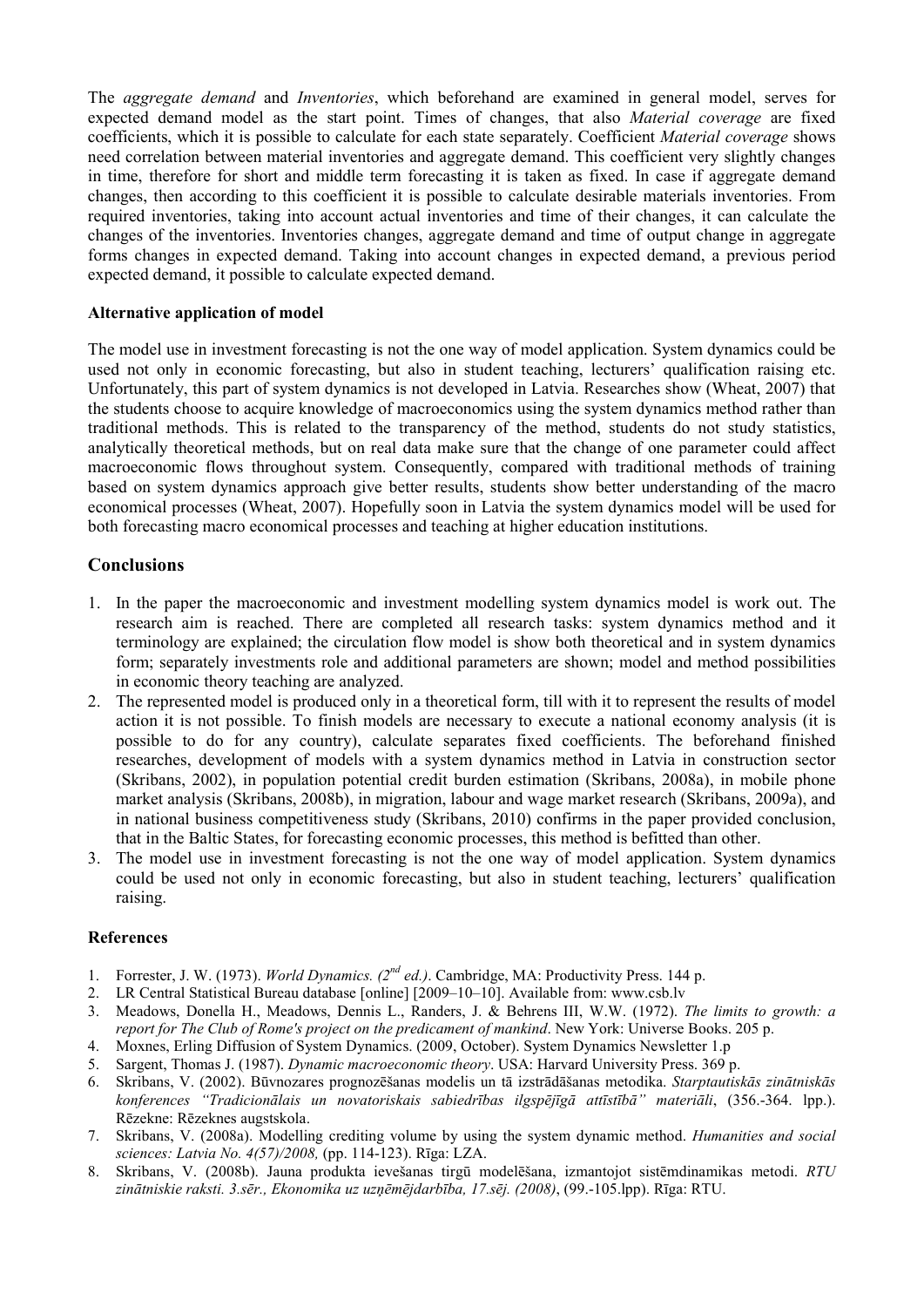The *aggregate demand* and *Inventories*, which beforehand are examined in general model, serves for expected demand model as the start point. Times of changes, that also *Material coverage* are fixed coefficients, which it is possible to calculate for each state separately. Coefficient *Material coverage* shows need correlation between material inventories and aggregate demand. This coefficient very slightly changes in time, therefor for short and middle term forecasting it is taken as fixed. In case if aggregate demand changes, then according to this coefficient it is possible to calculate desirable materials inventories. From required inventories, taking into account actual inventories and time of their changes, it can calculate the changes of the inventories. Inventories changes, aggregate demand and time of output change in aggregate forms changes in expected demand. Taking into account changes in expected demand, a previous period expected demand, it possible to calculate expected demand.

**Alternative application of model**

The model use in investment forecasting is not the one way of model application. System dynamics could be used not only in economic forecasting, but also in student teaching, lecturers' qualification raising etc. Unfortunately, this part of system dynamics is not developed in Latvia. Researches show (Wheat, 2007) that the students choose to acquire knowledge of macroeconomics using the system dynamics method rather than traditional methods. This is related to the transparency of the method, students do not study statistics, analytically theoretical methods, but on real data make sure that the change of one parameter could affect macroeconomic flows throughout system. Consequently, compared with traditional methods of training based on system dynamics approach give better results, students show better understanding of the macro economical processes (Wheat, 2007). Hopefully soon in Latvia the system dynamics model will be used for both forecasting macro economical processes and teaching at higher education institutions.

## Conclusions

1. In the paper the macroeconomic and investment modelling system dynamics model is work out. The research aim is reached. There are completed all research tasks: system dynamics method and it terminology are explained; the circulation flow model is show both theoretical and in system dynamics form; separately investments role and additional parameters are shown; model and method possibilities in economic theory teaching are analyzed.
2. The represented model is produced only in a theoretical form, till with it to represent the results of model action it is not possible. To finish models are necessary to execute a national economy analysis (it is possible to do for any country), calculate separates fixed coefficients. The beforehand finished researches, development of models with a system dynamics method in Latvia in construction sector (Skribans, 2002), in population potential credit burden estimation (Skribans, 2008a), in mobile phone market analysis (Skribans, 2008b), in migration, labour and wage market research (Skribans, 2009a), and in national business competitiveness study (Skribans, 2010) confirms in the paper provided conclusion, that in the Baltic States, for forecasting economic processes, this method is befitted than other.
3. The model use in investment forecasting is not the one way of model application. System dynamics could be used not only in economic forecasting, but also in student teaching, lecturers' qualification raising.

**References**

1. Forrester, J. W. (1973). *World Dynamics. (2nd ed.)*. Cambridge, MA: Productivity Press. 144 p.
2. LR Central Statistical Bureau database [online] [2009–10–10]. Available from: www.csb.lv
3. Meadows, Donella H., Meadows, Dennis L., Randers, J. & Behrens III, W.W. (1972). *The limits to growth: a report for The Club of Rome's project on the predicament of mankind*. New York: Universe Books. 205 p.
4. Moxnes, Erling Diffusion of System Dynamics. (2009, October). System Dynamics Newsletter 1.p
5. Sargent, Thomas J. (1987). *Dynamic macroeconomic theory*. USA: Harvard University Press. 369 p.
6. Skribans, V. (2002). Būvnozares prognozēšanas modelis un tā izstrādāšanas metodika. *Starptautiskās zinātniskās konferences "Tradicionālais un novatoriskais sabiedrības ilgspējīgā attīstībā" materiāli*, (356.-364. lpp.). Rēzekne: Rēzeknes augstskola.
7. Skribans, V. (2008a). Modelling crediting volume by using the system dynamic method. *Humanities and social sciences: Latvia No. 4(57)/2008,* (pp. 114-123). Rīga: LZA.
8. Skribans, V. (2008b). Jauna produkta ievešanas tirgū modelēšana, izmantojot sistēmdinamikas metodi. *RTU zinātniskie raksti. 3.sēr., Ekonomika uz uzņēmējdarbība, 17.sēj. (2008)*, (99.-105.lpp). Rīga: RTU.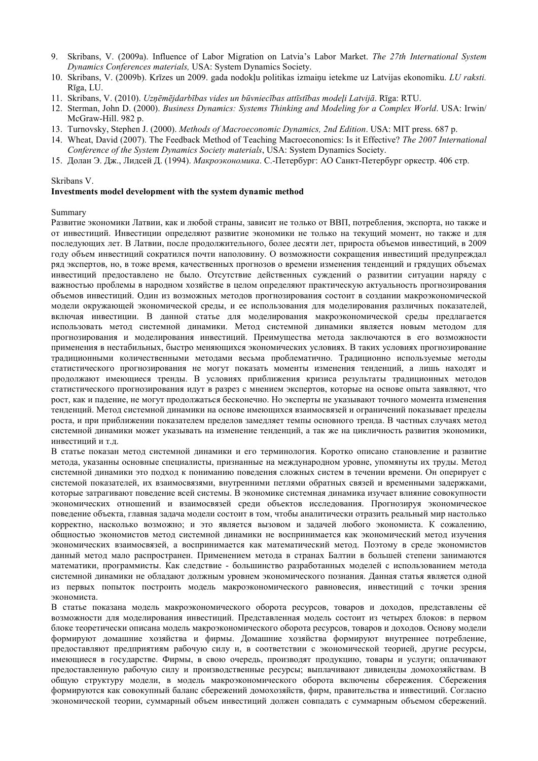9. Skribans, V. (2009a). Influence of Labor Migration on Latvia's Labor Market. *The 27th International System Dynamics Conferences materials,* USA: System Dynamics Society.
10. Skribans, V. (2009b). Krīzes un 2009. gada nodokļu politikas izmaiņu ietekme uz Latvijas ekonomiku. *LU raksti.* Rīga, LU.
11. Skribans, V. (2010). *Uzņēmējdarbības vides un būvniecības attīstības modeļi Latvijā*. Rīga: RTU.
12. Sterman, John D. (2000). *Business Dynamics: Systems Thinking and Modeling for a Complex World*. USA: Irwin/ McGraw-Hill. 982 p.
13. Turnovsky, Stephen J. (2000). *Methods of Macroeconomic Dynamics, 2nd Edition*. USA: MIT press. 687 p.
14. Wheat, David (2007). The Feedback Method of Teaching Macroeconomics: Is it Effective? *The 2007 International Conference of the System Dynamics Society materials*, USA: System Dynamics Society.
15. Долан Э. Дж., Лидсей Д. (1994). *Макроэкономика*. С.-Петербург: АО Санкт-Петербург оркестр. 406 стр.

Skribans V.

**Investments model development with the system dynamic method**

Summary

Развитие экономики Латвии, как и любой страны, зависит не только от ВВП, потребления, экспорта, но также и от инвестиций. Инвестиции определяют развитие экономики не только на текущий момент, но также и для последующих лет. В Латвии, после продолжительного, более десяти лет, прироста объемов инвестиций, в 2009 году объем инвестиций сократился почти наполовину. О возможности сокращения инвестиций предупреждал ряд экспертов, но, в тоже время, качественных прогнозов о времени изменения тенденций и грядущих объемах инвестиций предоставлено не было. Отсутствие действенных суждений о развитии ситуации наряду с важностью проблемы в народном хозяйстве в целом определяют практическую актуальность прогнозирования объемов инвестиций. Один из возможных методов прогнозирования состоит в создании макроэкономической модели окружающей экономической среды, и ее использования для моделирования различных показателей, включая инвестиции. В данной статье для моделирования макроэкономической среды предлагается использовать метод системной динамики. Метод системной динамики является новым методом для прогнозирования и моделирования инвестиций. Преимущества метода заключаются в его возможности применения в нестабильных, быстро меняющихся экономических условиях. В таких условиях прогнозирование традиционными количественными методами весьма проблематично. Традиционно используемые методы статистического прогнозирования не могут показать моменты изменения тенденций, а лишь находят и продолжают имеющиеся тренды. В условиях приближения кризиса результаты традиционных методов статистического прогнозирования идут в разрез с мнением экспертов, которые на основе опыта заявляют, что рост, как и падение, не могут продолжаться бесконечно. Но эксперты не указывают точного момента изменения тенденций. Метод системной динамики на основе имеющихся взаимосвязей и ограничений показывает пределы роста, и при приближении показателем пределов замедляет темпы основного тренда. В частных случаях метод системной динамики может указывать на изменение тенденций, а так же на цикличность развития экономики, инвестиций и т.д.

В статье показан метод системной динамики и его терминология. Коротко описано становление и развитие метода, указанны основные специалисты, признанные на международном уровне, упомянуты их труды. Метод системной динамики это подход к пониманию поведения сложных систем в течении времени. Он оперирует с системой показателей, их взаимосвязями, внутренними петлями обратных связей и временными задержками, которые затрагивают поведение всей системы. В экономике системная динамика изучает влияние совокупности экономических отношений и взаимосвязей среди объектов исследования. Прогнозируя экономическое поведение объекта, главная задача модели состоит в том, чтобы аналитически отразить реальный мир настолько корректно, насколько возможно; и это является вызовом и задачей любого экономиста. К сожалению, общностью экономистов метод системной динамики не воспринимается как экономический метод изучения экономических взаимосвязей, а воспринимается как математический метод. Поэтому в среде экономистов данный метод мало распространен. Применением метода в странах Балтии в большей степени занимаются математики, программисты. Как следствие - большинство разработанных моделей с использованием метода системной динамики не обладают должным уровнем экономического познания. Данная статья является одной из первых попыток построить модель макроэкономического равновесия, инвестиций с точки зрения экономиста.

В статье показана модель макроэкономического оборота ресурсов, товаров и доходов, представлены её возможности для моделирования инвестиций. Представленная модель состоит из четырех блоков: в первом блоке теоретически описана модель макроэкономического оборота ресурсов, товаров и доходов. Основу модели формируют домашние хозяйства и фирмы. Домашние хозяйства формируют внутреннее потребление, предоставляют предприятиям рабочую силу и, в соответствии с экономической теорией, другие ресурсы, имеющиеся в государстве. Фирмы, в свою очередь, производят продукцию, товары и услуги; оплачивают предоставленную рабочую силу и производственные ресурсы; выплачивают дивиденды домохозяйствам. В общую структуру модели, в модель макроэкономического оборота включены сбережения. Сбережения формируются как совокупный баланс сбережений домохозяйств, фирм, правительства и инвестиций. Согласно экономической теории, суммарный объем инвестиций должен совпадать с суммарным объемом сбережений.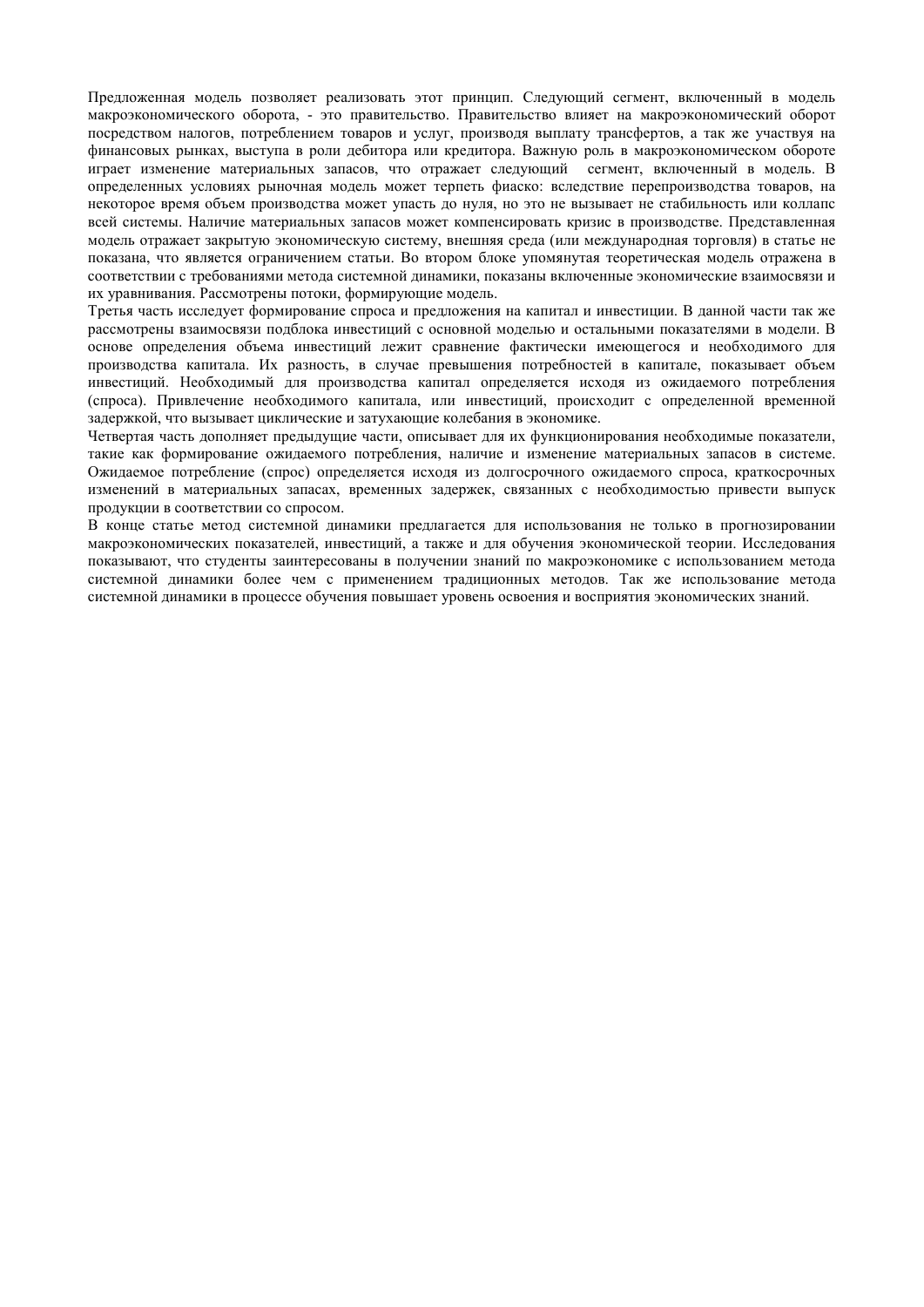Предложенная модель позволяет реализовать этот принцип. Следующий сегмент, включенный в модель макроэкономического оборота, - это правительство. Правительство влияет на макроэкономический оборот посредством налогов, потреблением товаров и услуг, производя выплату трансфертов, а так же участвуя на финансовых рынках, выступа в роли дебитора или кредитора. Важную роль в макроэкономическом обороте играет изменение материальных запасов, что отражает следующий сегмент, включенный в модель. В определенных условиях рыночная модель может терпеть фиаско: вследствие перепроизводства товаров, на некоторое время объем производства может упасть до нуля, но это не вызывает не стабильность или коллапс всей системы. Наличие материальных запасов может компенсировать кризис в производстве. Представленная модель отражает закрытую экономическую систему, внешняя среда (или международная торговля) в статье не показана, что является ограничением статьи. Во втором блоке упомянутая теоретическая модель отражена в соответствии с требованиями метода системной динамики, показаны включенные экономические взаимосвязи и их уравнивания. Рассмотрены потоки, формирующие модель.

Третья часть исследует формирование спроса и предложения на капитал и инвестиции. В данной части так же рассмотрены взаимосвязи подблока инвестиций с основной моделью и остальными показателями в модели. В основе определения объема инвестиций лежит сравнение фактически имеющегося и необходимого для производства капитала. Их разность, в случае превышения потребностей в капитале, показывает объем инвестиций. Необходимый для производства капитал определяется исходя из ожидаемого потребления (спроса). Привлечение необходимого капитала, или инвестиций, происходит с определенной временной задержкой, что вызывает циклические и затухающие колебания в экономике.

Четвертая часть дополняет предыдущие части, описывает для их функционирования необходимые показатели, такие как формирование ожидаемого потребления, наличие и изменение материальных запасов в системе. Ожидаемое потребление (спрос) определяется исходя из долгосрочного ожидаемого спроса, краткосрочных изменений в материальных запасах, временных задержек, связанных с необходимостью привести выпуск продукции в соответствии со спросом.

В конце статье метод системной динамики предлагается для использования не только в прогнозировании макроэкономических показателей, инвестиций, а также и для обучения экономической теории. Исследовании показывают, что студенты заинтересованы в получении знаний по макроэкономике с использованием метода системной динамики более чем с применением традиционных методов. Так же использование метода системной динамики в процессе обучения повышает уровень освоения и восприятия экономических знаний.